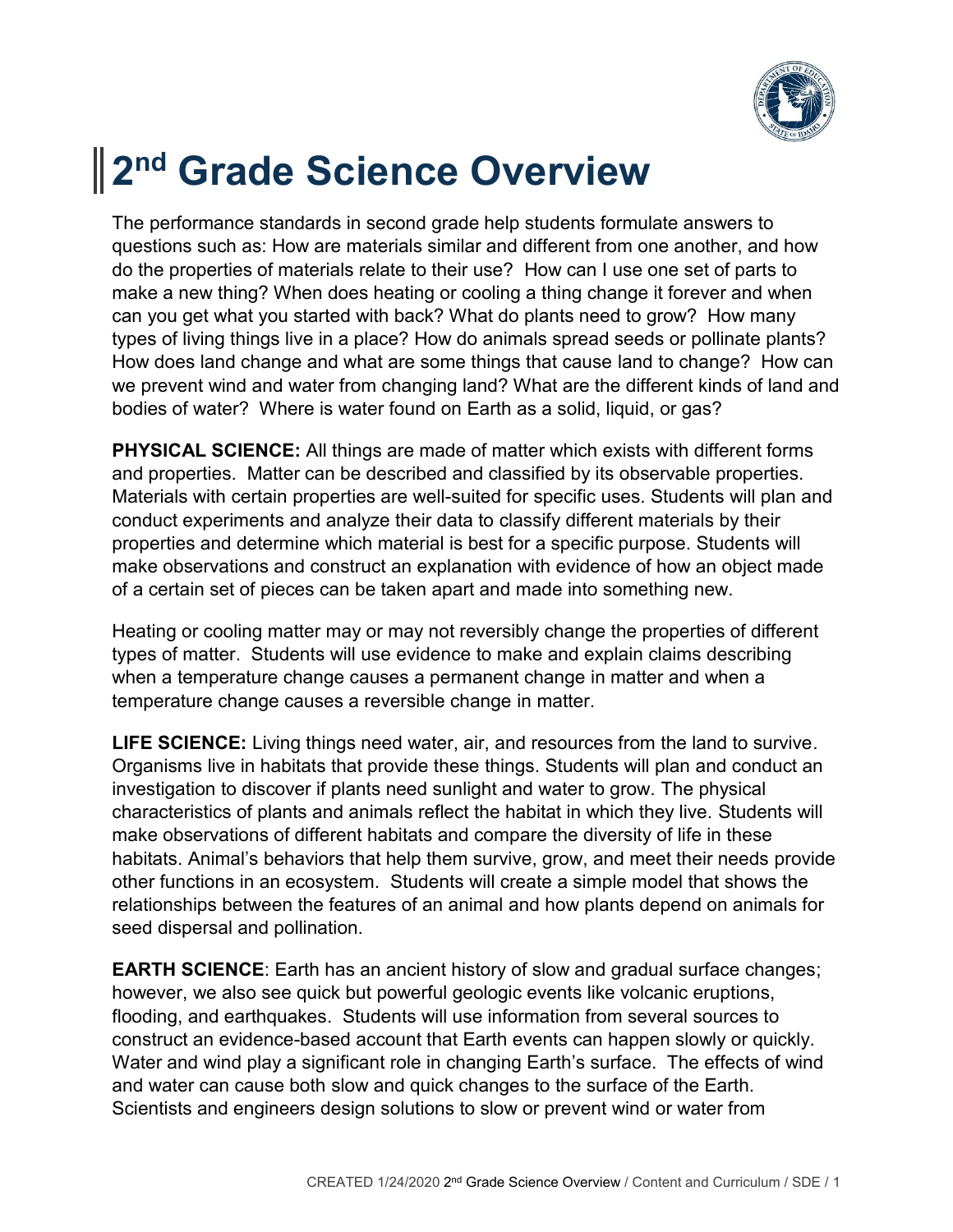# 2nd Grade Science Overview

The performance standards in second grade help students formulate answers to questions such as: How are materials similar and different from one another, and how do the properties of materials relate to their use? How can I use one set of parts to make a new thing? When does heating or cooling a thing change it forever and when can you get what you started with back? What do plants need to grow? How many types of living things live in a place? How do animals spread seeds or pollinate plants? How does land change and what are some things that cause land to change? How can we prevent wind and water from changing land? What are the different kinds of land and bodies of water? Where is water found on Earth as a solid, liquid, or gas?

**PHYSICAL SCIENCE:** All things are made of matter which exists with different forms and properties. Matter can be described and classified by its observable properties. Materials with certain properties are well-suited for specific uses. Students will plan and conduct experiments and analyze their data to classify different materials by their properties and determine which material is best for a specific purpose. Students will make observations and construct an explanation with evidence of how an object made of a certain set of pieces can be taken apart and made into something new.

Heating or cooling matter may or may not reversibly change the properties of different types of matter. Students will use evidence to make and explain claims describing when a temperature change causes a permanent change in matter and when a temperature change causes a reversible change in matter.

**LIFE SCIENCE:** Living things need water, air, and resources from the land to survive. Organisms live in habitats that provide these things. Students will plan and conduct an investigation to discover if plants need sunlight and water to grow. The physical characteristics of plants and animals reflect the habitat in which they live. Students will make observations of different habitats and compare the diversity of life in these habitats. Animal's behaviors that help them survive, grow, and meet their needs provide other functions in an ecosystem. Students will create a simple model that shows the relationships between the features of an animal and how plants depend on animals for seed dispersal and pollination.

**EARTH SCIENCE**: Earth has an ancient history of slow and gradual surface changes; however, we also see quick but powerful geologic events like volcanic eruptions, flooding, and earthquakes. Students will use information from several sources to construct an evidence-based account that Earth events can happen slowly or quickly. Water and wind play a significant role in changing Earth's surface. The effects of wind and water can cause both slow and quick changes to the surface of the Earth. Scientists and engineers design solutions to slow or prevent wind or water from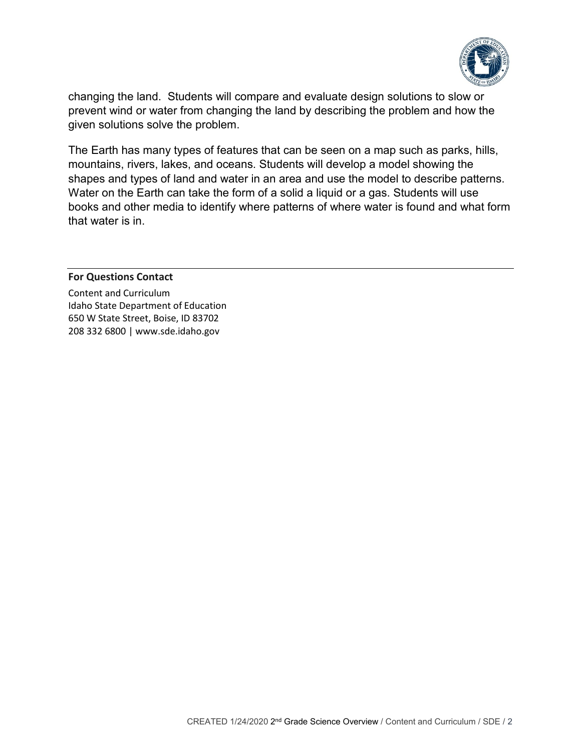changing the land. Students will compare and evaluate design solutions to slow or prevent wind or water from changing the land by describing the problem and how the given solutions solve the problem.

The Earth has many types of features that can be seen on a map such as parks, hills, mountains, rivers, lakes, and oceans. Students will develop a model showing the shapes and types of land and water in an area and use the model to describe patterns. Water on the Earth can take the form of a solid a liquid or a gas. Students will use books and other media to identify where patterns of where water is found and what form that water is in.

---

**For Questions Contact**

Content and Curriculum
Idaho State Department of Education
650 W State Street, Boise, ID 83702
208 332 6800 | www.sde.idaho.gov